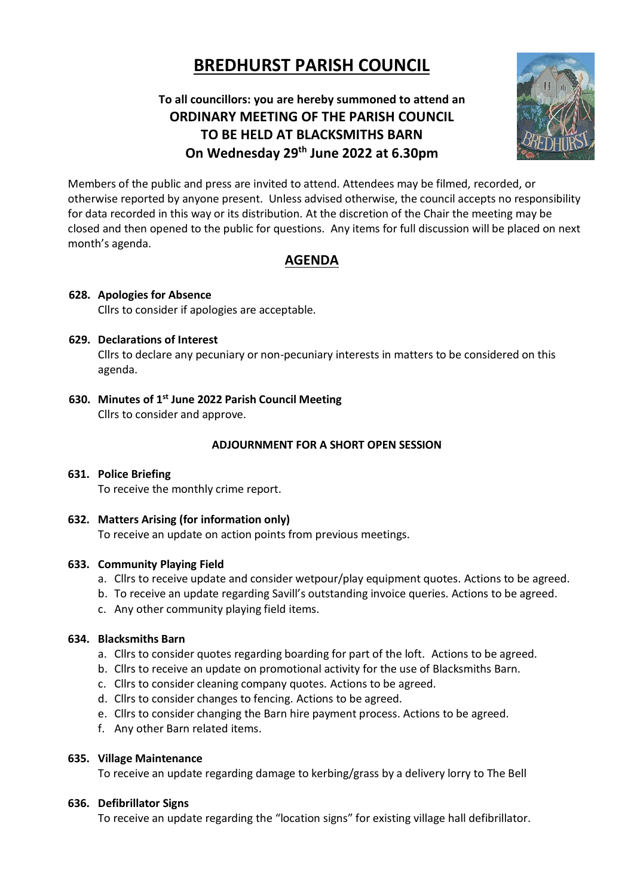# BREDHURST PARISH COUNCIL

**To all councillors: you are hereby summoned to attend an**
**ORDINARY MEETING OF THE PARISH COUNCIL**
**TO BE HELD AT BLACKSMITHS BARN**
**On Wednesday 29th June 2022 at 6.30pm**

Members of the public and press are invited to attend. Attendees may be filmed, recorded, or otherwise reported by anyone present. Unless advised otherwise, the council accepts no responsibility for data recorded in this way or its distribution. At the discretion of the Chair the meeting may be closed and then opened to the public for questions. Any items for full discussion will be placed on next month's agenda.

## AGENDA

**628. Apologies for Absence**
Cllrs to consider if apologies are acceptable.

**629. Declarations of Interest**
Cllrs to declare any pecuniary or non-pecuniary interests in matters to be considered on this agenda.

**630. Minutes of 1st June 2022 Parish Council Meeting**
Cllrs to consider and approve.

**ADJOURNMENT FOR A SHORT OPEN SESSION**

**631. Police Briefing**
To receive the monthly crime report.

**632. Matters Arising (for information only)**
To receive an update on action points from previous meetings.

**633. Community Playing Field**

a. Cllrs to receive update and consider wetpour/play equipment quotes. Actions to be agreed.
b. To receive an update regarding Savill's outstanding invoice queries. Actions to be agreed.
c. Any other community playing field items.

**634. Blacksmiths Barn**

a. Cllrs to consider quotes regarding boarding for part of the loft. Actions to be agreed.
b. Cllrs to receive an update on promotional activity for the use of Blacksmiths Barn.
c. Cllrs to consider cleaning company quotes. Actions to be agreed.
d. Cllrs to consider changes to fencing. Actions to be agreed.
e. Cllrs to consider changing the Barn hire payment process. Actions to be agreed.
f. Any other Barn related items.

**635. Village Maintenance**
To receive an update regarding damage to kerbing/grass by a delivery lorry to The Bell

**636. Defibrillator Signs**
To receive an update regarding the "location signs" for existing village hall defibrillator.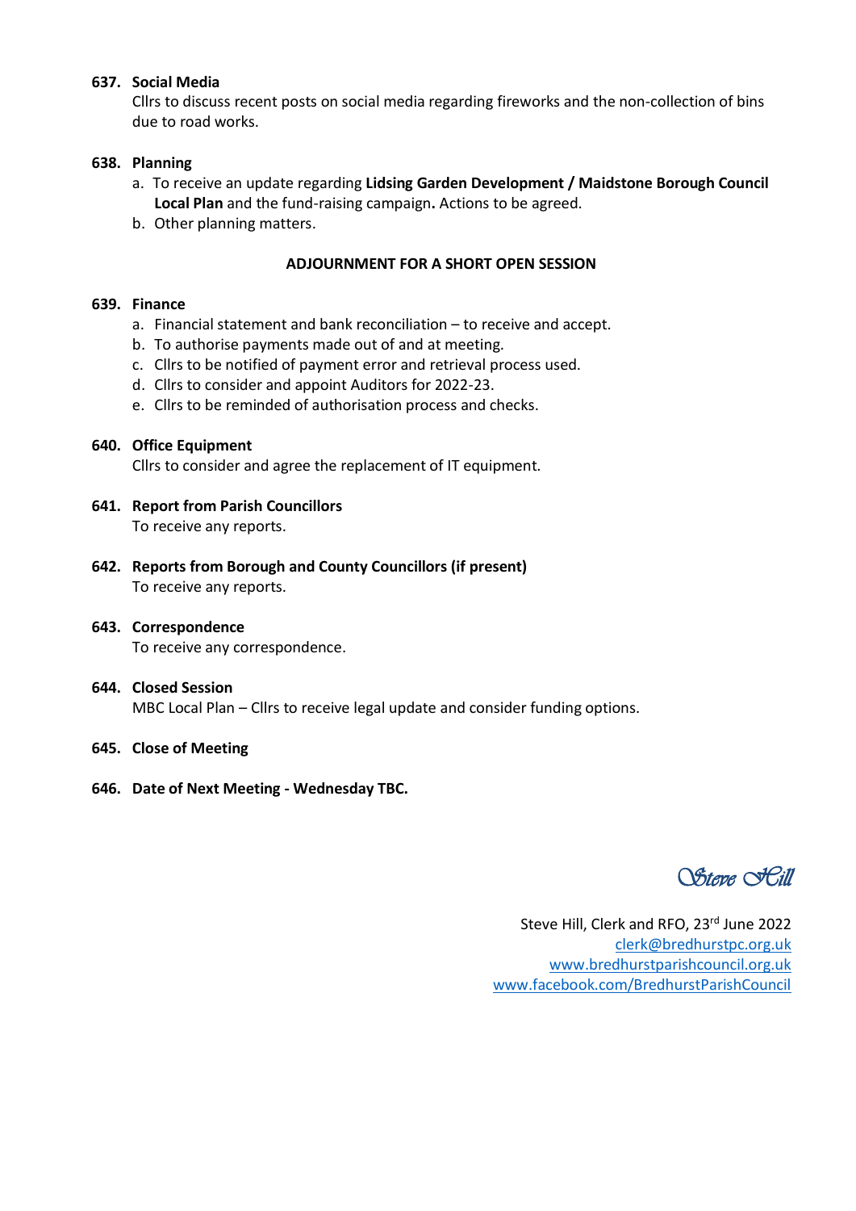**637. Social Media**

Cllrs to discuss recent posts on social media regarding fireworks and the non-collection of bins due to road works.

**638. Planning**

a. To receive an update regarding **Lidsing Garden Development / Maidstone Borough Council Local Plan** and the fund-raising campaign**.** Actions to be agreed.
b. Other planning matters.

**ADJOURNMENT FOR A SHORT OPEN SESSION**

**639. Finance**

a. Financial statement and bank reconciliation – to receive and accept.
b. To authorise payments made out of and at meeting.
c. Cllrs to be notified of payment error and retrieval process used.
d. Cllrs to consider and appoint Auditors for 2022-23.
e. Cllrs to be reminded of authorisation process and checks.

**640. Office Equipment**

Cllrs to consider and agree the replacement of IT equipment.

**641. Report from Parish Councillors**

To receive any reports.

**642. Reports from Borough and County Councillors (if present)**

To receive any reports.

**643. Correspondence**

To receive any correspondence.

**644. Closed Session**

MBC Local Plan – Cllrs to receive legal update and consider funding options.

**645. Close of Meeting**

**646. Date of Next Meeting - Wednesday TBC.**

*Steve Hill*

Steve Hill, Clerk and RFO, 23rd June 2022
clerk@bredhurstpc.org.uk
www.bredhurstparishcouncil.org.uk
www.facebook.com/BredhurstParishCouncil